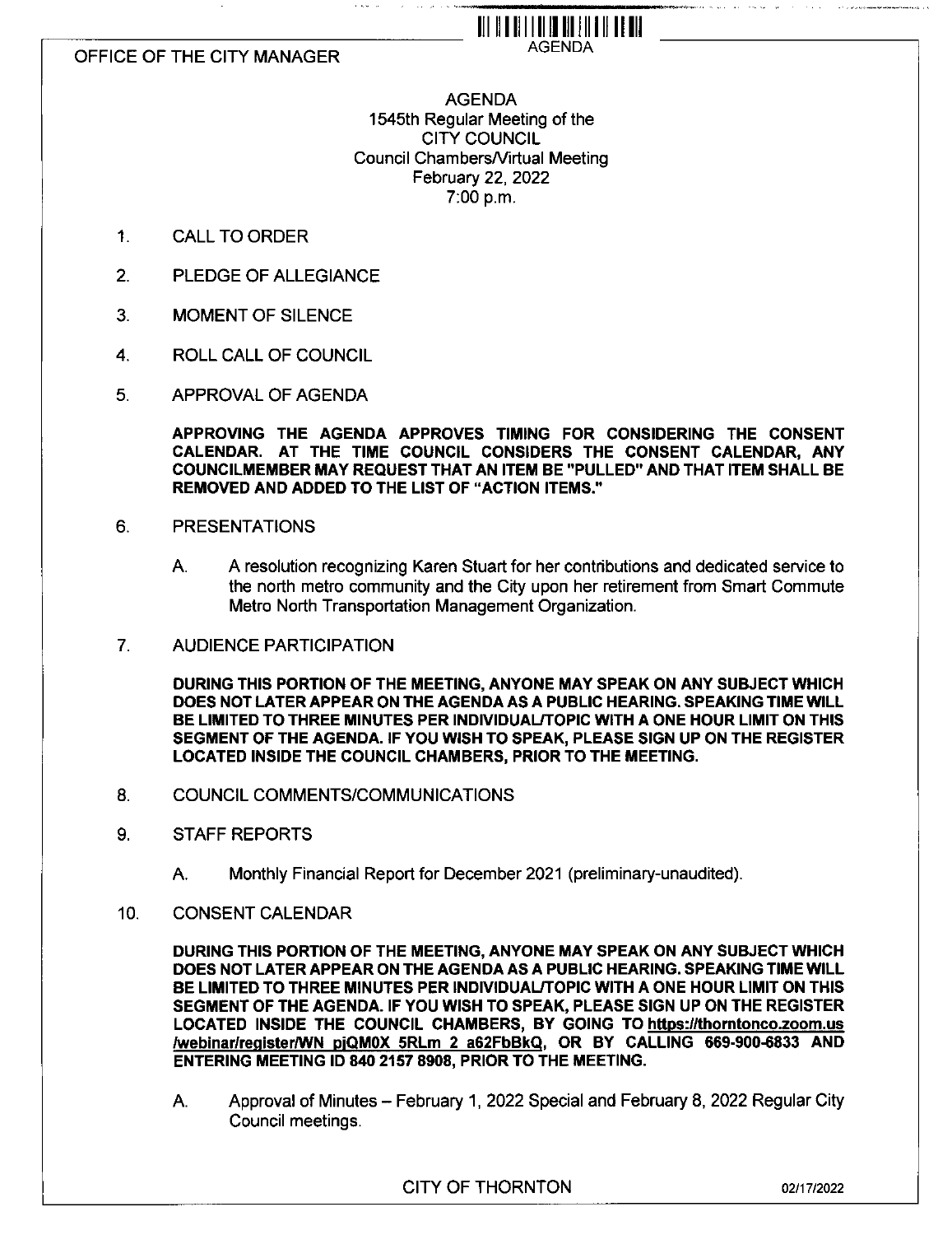OFFICE OF THE CITY MANAGER

AGENDA

# AGENDA
## 1545th Regular Meeting of the CITY COUNCIL
Council Chambers/Virtual Meeting
February 22, 2022
7:00 p.m.

1. CALL TO ORDER

2. PLEDGE OF ALLEGIANCE

3. MOMENT OF SILENCE

4. ROLL CALL OF COUNCIL

5. APPROVAL OF AGENDA

   **APPROVING THE AGENDA APPROVES TIMING FOR CONSIDERING THE CONSENT CALENDAR. AT THE TIME COUNCIL CONSIDERS THE CONSENT CALENDAR, ANY COUNCILMEMBER MAY REQUEST THAT AN ITEM BE "PULLED" AND THAT ITEM SHALL BE REMOVED AND ADDED TO THE LIST OF "ACTION ITEMS."**

6. PRESENTATIONS

   A. A resolution recognizing Karen Stuart for her contributions and dedicated service to the north metro community and the City upon her retirement from Smart Commute Metro North Transportation Management Organization.

7. AUDIENCE PARTICIPATION

   **DURING THIS PORTION OF THE MEETING, ANYONE MAY SPEAK ON ANY SUBJECT WHICH DOES NOT LATER APPEAR ON THE AGENDA AS A PUBLIC HEARING. SPEAKING TIME WILL BE LIMITED TO THREE MINUTES PER INDIVIDUAL/TOPIC WITH A ONE HOUR LIMIT ON THIS SEGMENT OF THE AGENDA. IF YOU WISH TO SPEAK, PLEASE SIGN UP ON THE REGISTER LOCATED INSIDE THE COUNCIL CHAMBERS, PRIOR TO THE MEETING.**

8. COUNCIL COMMENTS/COMMUNICATIONS

9. STAFF REPORTS

   A. Monthly Financial Report for December 2021 (preliminary-unaudited).

10. CONSENT CALENDAR

    **DURING THIS PORTION OF THE MEETING, ANYONE MAY SPEAK ON ANY SUBJECT WHICH DOES NOT LATER APPEAR ON THE AGENDA AS A PUBLIC HEARING. SPEAKING TIME WILL BE LIMITED TO THREE MINUTES PER INDIVIDUAL/TOPIC WITH A ONE HOUR LIMIT ON THIS SEGMENT OF THE AGENDA. IF YOU WISH TO SPEAK, PLEASE SIGN UP ON THE REGISTER LOCATED INSIDE THE COUNCIL CHAMBERS, BY GOING TO https://thorntonco.zoom.us/webinar/register/WN_pjQM0X_5RLm_2_a62FbBkQ, OR BY CALLING 669-900-6833 AND ENTERING MEETING ID 840 2157 8908, PRIOR TO THE MEETING.**

    A. Approval of Minutes – February 1, 2022 Special and February 8, 2022 Regular City Council meetings.

CITY OF THORNTON 02/17/2022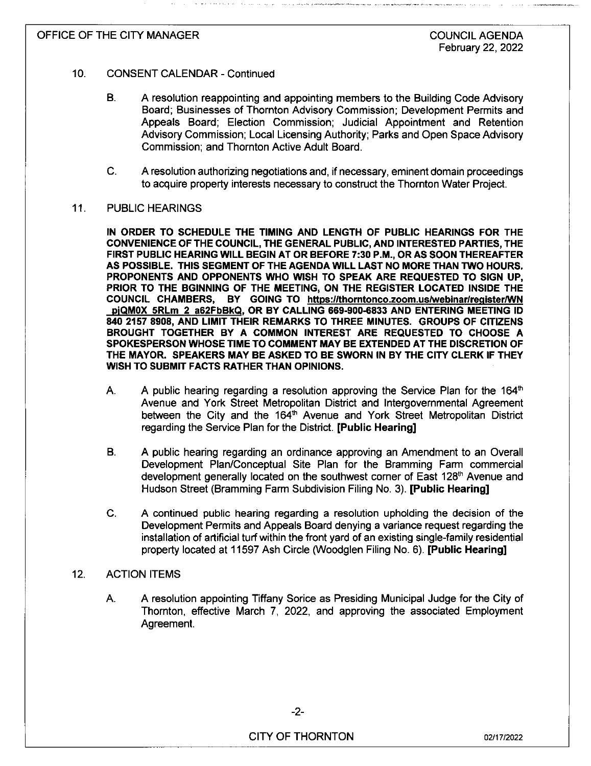10. CONSENT CALENDAR - Continued

B. A resolution reappointing and appointing members to the Building Code Advisory Board; Businesses of Thornton Advisory Commission; Development Permits and Appeals Board; Election Commission; Judicial Appointment and Retention Advisory Commission; Local Licensing Authority; Parks and Open Space Advisory Commission; and Thornton Active Adult Board.

C. A resolution authorizing negotiations and, if necessary, eminent domain proceedings to acquire property interests necessary to construct the Thornton Water Project.

11. PUBLIC HEARINGS

**IN ORDER TO SCHEDULE THE TIMING AND LENGTH OF PUBLIC HEARINGS FOR THE CONVENIENCE OF THE COUNCIL, THE GENERAL PUBLIC, AND INTERESTED PARTIES, THE FIRST PUBLIC HEARING WILL BEGIN AT OR BEFORE 7:30 P.M., OR AS SOON THEREAFTER AS POSSIBLE. THIS SEGMENT OF THE AGENDA WILL LAST NO MORE THAN TWO HOURS. PROPONENTS AND OPPONENTS WHO WISH TO SPEAK ARE REQUESTED TO SIGN UP, PRIOR TO THE BGINNING OF THE MEETING, ON THE REGISTER LOCATED INSIDE THE COUNCIL CHAMBERS, BY GOING TO https://thorntonco.zoom.us/webinar/register/WN_pjQM0X_5RLm_2_a62FbBkQ, OR BY CALLING 669-900-6833 AND ENTERING MEETING ID 840 2157 8908, AND LIMIT THEIR REMARKS TO THREE MINUTES. GROUPS OF CITIZENS BROUGHT TOGETHER BY A COMMON INTEREST ARE REQUESTED TO CHOOSE A SPOKESPERSON WHOSE TIME TO COMMENT MAY BE EXTENDED AT THE DISCRETION OF THE MAYOR. SPEAKERS MAY BE ASKED TO BE SWORN IN BY THE CITY CLERK IF THEY WISH TO SUBMIT FACTS RATHER THAN OPINIONS.**

A. A public hearing regarding a resolution approving the Service Plan for the 164th Avenue and York Street Metropolitan District and Intergovernmental Agreement between the City and the 164th Avenue and York Street Metropolitan District regarding the Service Plan for the District. **[Public Hearing]**

B. A public hearing regarding an ordinance approving an Amendment to an Overall Development Plan/Conceptual Site Plan for the Bramming Farm commercial development generally located on the southwest corner of East 128th Avenue and Hudson Street (Bramming Farm Subdivision Filing No. 3). **[Public Hearing]**

C. A continued public hearing regarding a resolution upholding the decision of the Development Permits and Appeals Board denying a variance request regarding the installation of artificial turf within the front yard of an existing single-family residential property located at 11597 Ash Circle (Woodglen Filing No. 6). **[Public Hearing]**

12. ACTION ITEMS

A. A resolution appointing Tiffany Sorice as Presiding Municipal Judge for the City of Thornton, effective March 7, 2022, and approving the associated Employment Agreement.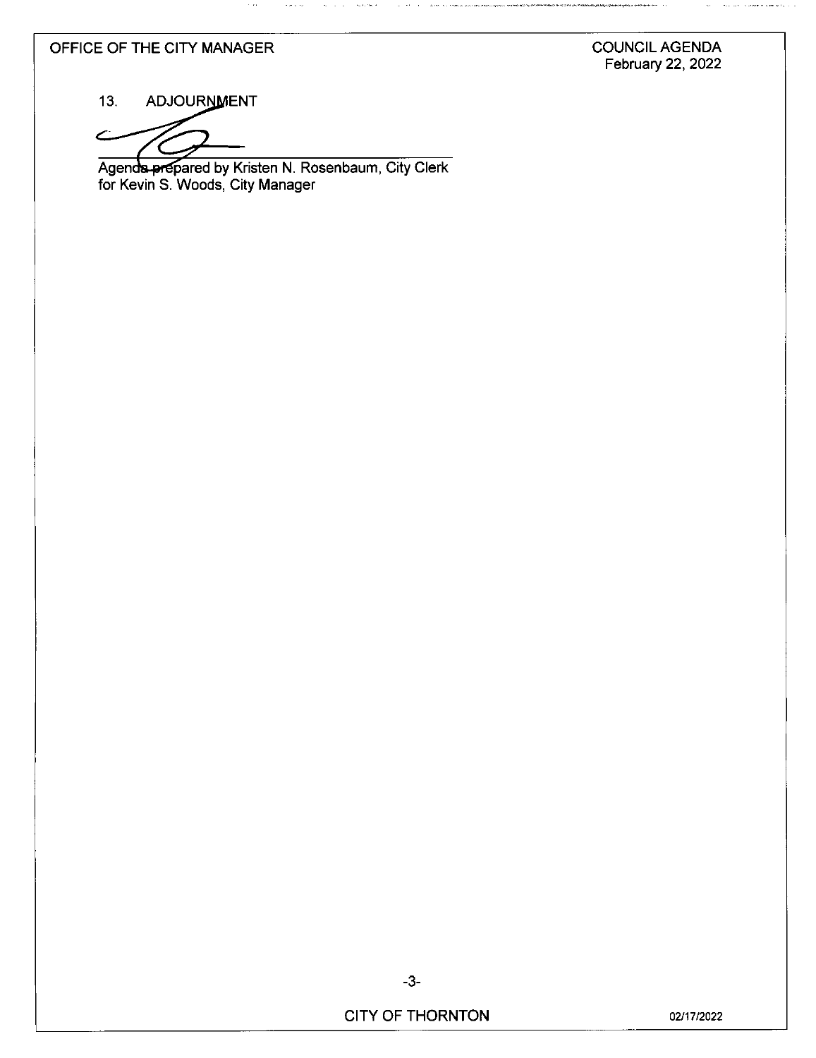13. ADJOURNMENT

Agenda prepared by Kristen N. Rosenbaum, City Clerk
for Kevin S. Woods, City Manager